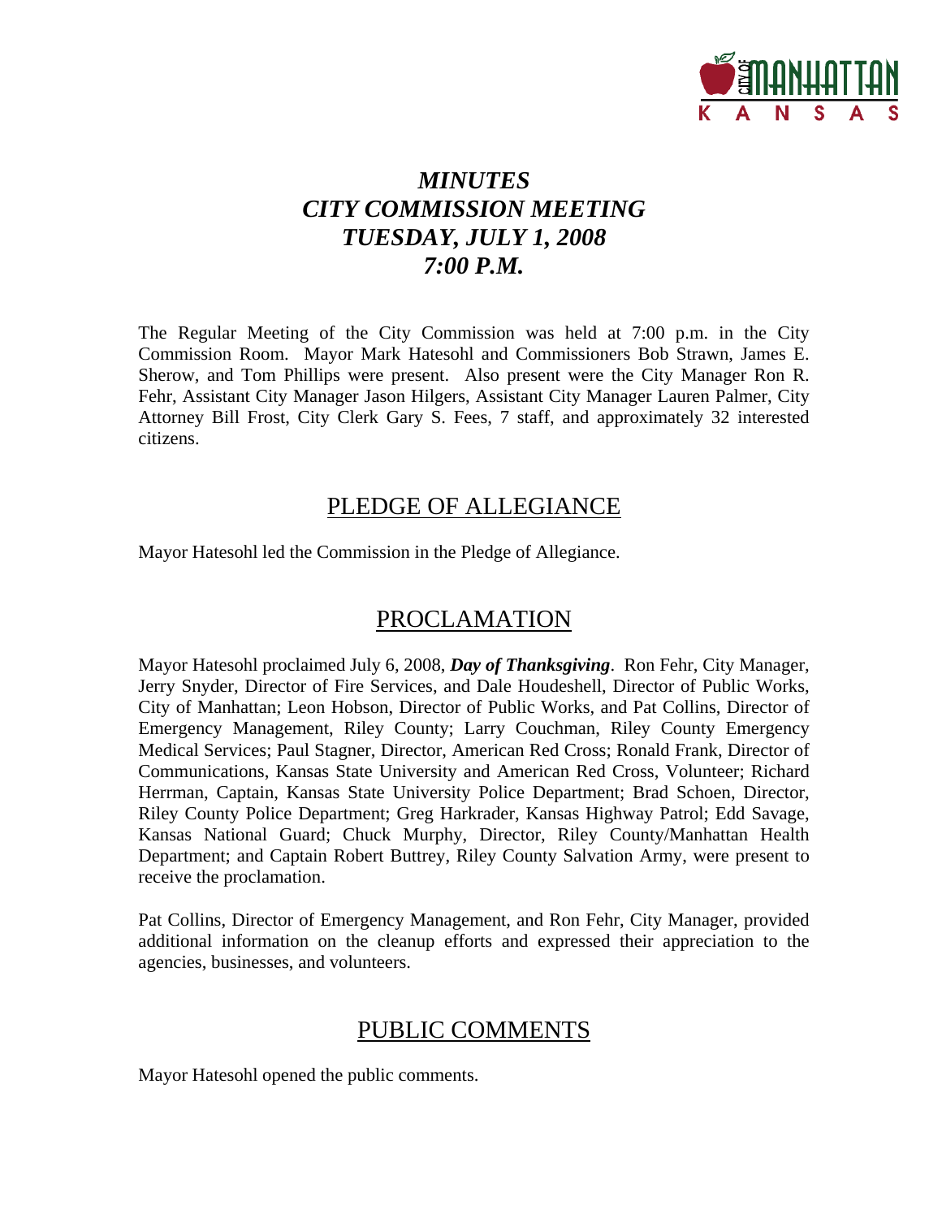# *MINUTES*
# *CITY COMMISSION MEETING*
# *TUESDAY, JULY 1, 2008*
# *7:00 P.M.*

The Regular Meeting of the City Commission was held at 7:00 p.m. in the City Commission Room. Mayor Mark Hatesohl and Commissioners Bob Strawn, James E. Sherow, and Tom Phillips were present. Also present were the City Manager Ron R. Fehr, Assistant City Manager Jason Hilgers, Assistant City Manager Lauren Palmer, City Attorney Bill Frost, City Clerk Gary S. Fees, 7 staff, and approximately 32 interested citizens.

## PLEDGE OF ALLEGIANCE

Mayor Hatesohl led the Commission in the Pledge of Allegiance.

## PROCLAMATION

Mayor Hatesohl proclaimed July 6, 2008, ***Day of Thanksgiving***. Ron Fehr, City Manager, Jerry Snyder, Director of Fire Services, and Dale Houdeshell, Director of Public Works, City of Manhattan; Leon Hobson, Director of Public Works, and Pat Collins, Director of Emergency Management, Riley County; Larry Couchman, Riley County Emergency Medical Services; Paul Stagner, Director, American Red Cross; Ronald Frank, Director of Communications, Kansas State University and American Red Cross, Volunteer; Richard Herrman, Captain, Kansas State University Police Department; Brad Schoen, Director, Riley County Police Department; Greg Harkrader, Kansas Highway Patrol; Edd Savage, Kansas National Guard; Chuck Murphy, Director, Riley County/Manhattan Health Department; and Captain Robert Buttrey, Riley County Salvation Army, were present to receive the proclamation.

Pat Collins, Director of Emergency Management, and Ron Fehr, City Manager, provided additional information on the cleanup efforts and expressed their appreciation to the agencies, businesses, and volunteers.

## PUBLIC COMMENTS

Mayor Hatesohl opened the public comments.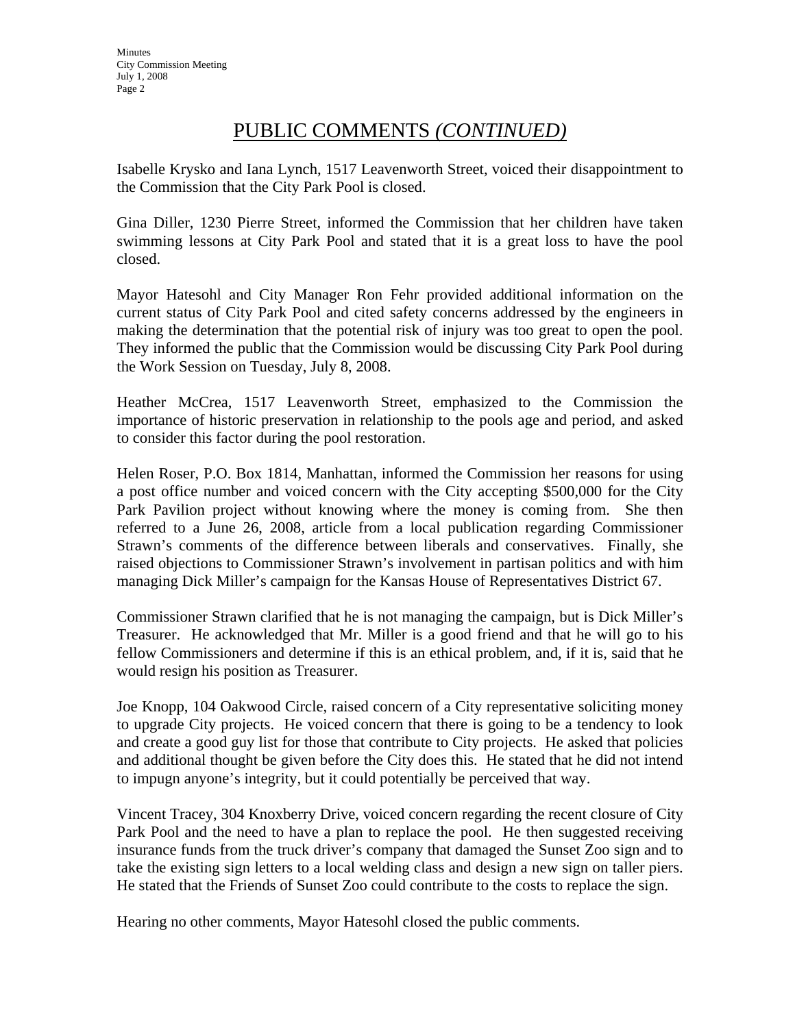# PUBLIC COMMENTS *(CONTINUED)*

Isabelle Krysko and Iana Lynch, 1517 Leavenworth Street, voiced their disappointment to the Commission that the City Park Pool is closed.

Gina Diller, 1230 Pierre Street, informed the Commission that her children have taken swimming lessons at City Park Pool and stated that it is a great loss to have the pool closed.

Mayor Hatesohl and City Manager Ron Fehr provided additional information on the current status of City Park Pool and cited safety concerns addressed by the engineers in making the determination that the potential risk of injury was too great to open the pool. They informed the public that the Commission would be discussing City Park Pool during the Work Session on Tuesday, July 8, 2008.

Heather McCrea, 1517 Leavenworth Street, emphasized to the Commission the importance of historic preservation in relationship to the pools age and period, and asked to consider this factor during the pool restoration.

Helen Roser, P.O. Box 1814, Manhattan, informed the Commission her reasons for using a post office number and voiced concern with the City accepting $500,000 for the City Park Pavilion project without knowing where the money is coming from. She then referred to a June 26, 2008, article from a local publication regarding Commissioner Strawn's comments of the difference between liberals and conservatives. Finally, she raised objections to Commissioner Strawn's involvement in partisan politics and with him managing Dick Miller's campaign for the Kansas House of Representatives District 67.

Commissioner Strawn clarified that he is not managing the campaign, but is Dick Miller's Treasurer. He acknowledged that Mr. Miller is a good friend and that he will go to his fellow Commissioners and determine if this is an ethical problem, and, if it is, said that he would resign his position as Treasurer.

Joe Knopp, 104 Oakwood Circle, raised concern of a City representative soliciting money to upgrade City projects. He voiced concern that there is going to be a tendency to look and create a good guy list for those that contribute to City projects. He asked that policies and additional thought be given before the City does this. He stated that he did not intend to impugn anyone's integrity, but it could potentially be perceived that way.

Vincent Tracey, 304 Knoxberry Drive, voiced concern regarding the recent closure of City Park Pool and the need to have a plan to replace the pool. He then suggested receiving insurance funds from the truck driver's company that damaged the Sunset Zoo sign and to take the existing sign letters to a local welding class and design a new sign on taller piers. He stated that the Friends of Sunset Zoo could contribute to the costs to replace the sign.

Hearing no other comments, Mayor Hatesohl closed the public comments.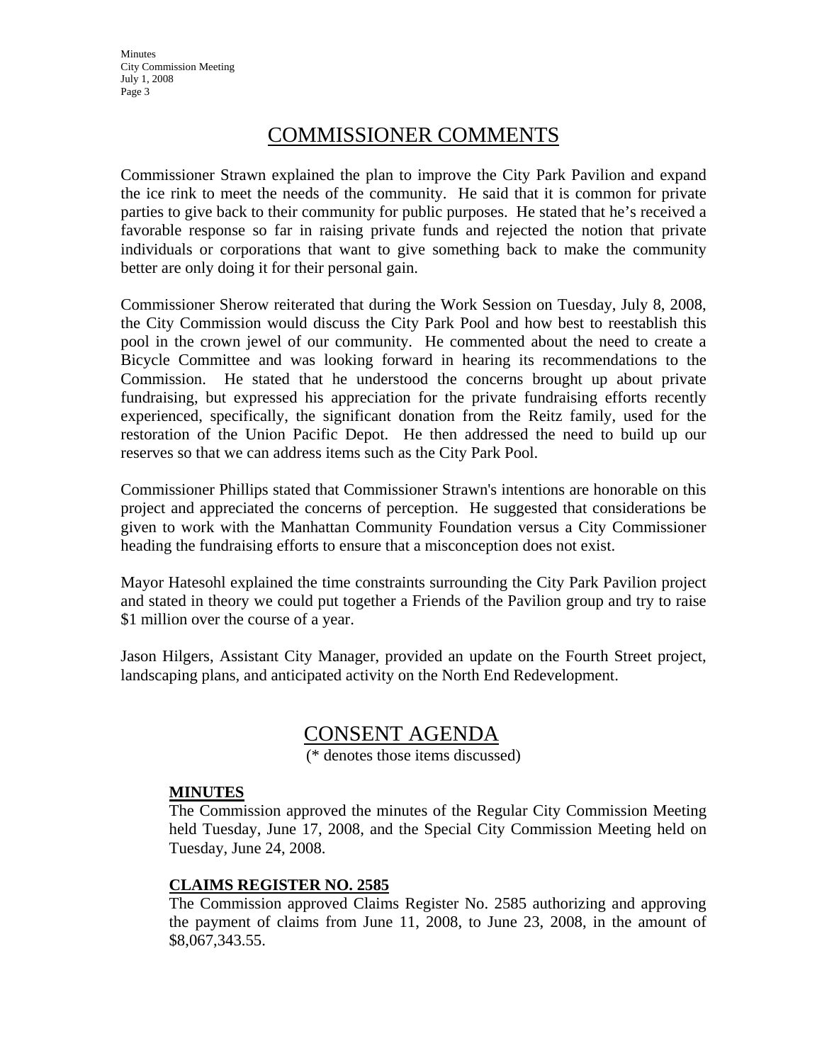## COMMISSIONER COMMENTS

Commissioner Strawn explained the plan to improve the City Park Pavilion and expand the ice rink to meet the needs of the community. He said that it is common for private parties to give back to their community for public purposes. He stated that he's received a favorable response so far in raising private funds and rejected the notion that private individuals or corporations that want to give something back to make the community better are only doing it for their personal gain.

Commissioner Sherow reiterated that during the Work Session on Tuesday, July 8, 2008, the City Commission would discuss the City Park Pool and how best to reestablish this pool in the crown jewel of our community. He commented about the need to create a Bicycle Committee and was looking forward in hearing its recommendations to the Commission. He stated that he understood the concerns brought up about private fundraising, but expressed his appreciation for the private fundraising efforts recently experienced, specifically, the significant donation from the Reitz family, used for the restoration of the Union Pacific Depot. He then addressed the need to build up our reserves so that we can address items such as the City Park Pool.

Commissioner Phillips stated that Commissioner Strawn's intentions are honorable on this project and appreciated the concerns of perception. He suggested that considerations be given to work with the Manhattan Community Foundation versus a City Commissioner heading the fundraising efforts to ensure that a misconception does not exist.

Mayor Hatesohl explained the time constraints surrounding the City Park Pavilion project and stated in theory we could put together a Friends of the Pavilion group and try to raise $1 million over the course of a year.

Jason Hilgers, Assistant City Manager, provided an update on the Fourth Street project, landscaping plans, and anticipated activity on the North End Redevelopment.

## CONSENT AGENDA

(* denotes those items discussed)

**MINUTES**

The Commission approved the minutes of the Regular City Commission Meeting held Tuesday, June 17, 2008, and the Special City Commission Meeting held on Tuesday, June 24, 2008.

**CLAIMS REGISTER NO. 2585**

The Commission approved Claims Register No. 2585 authorizing and approving the payment of claims from June 11, 2008, to June 23, 2008, in the amount of $8,067,343.55.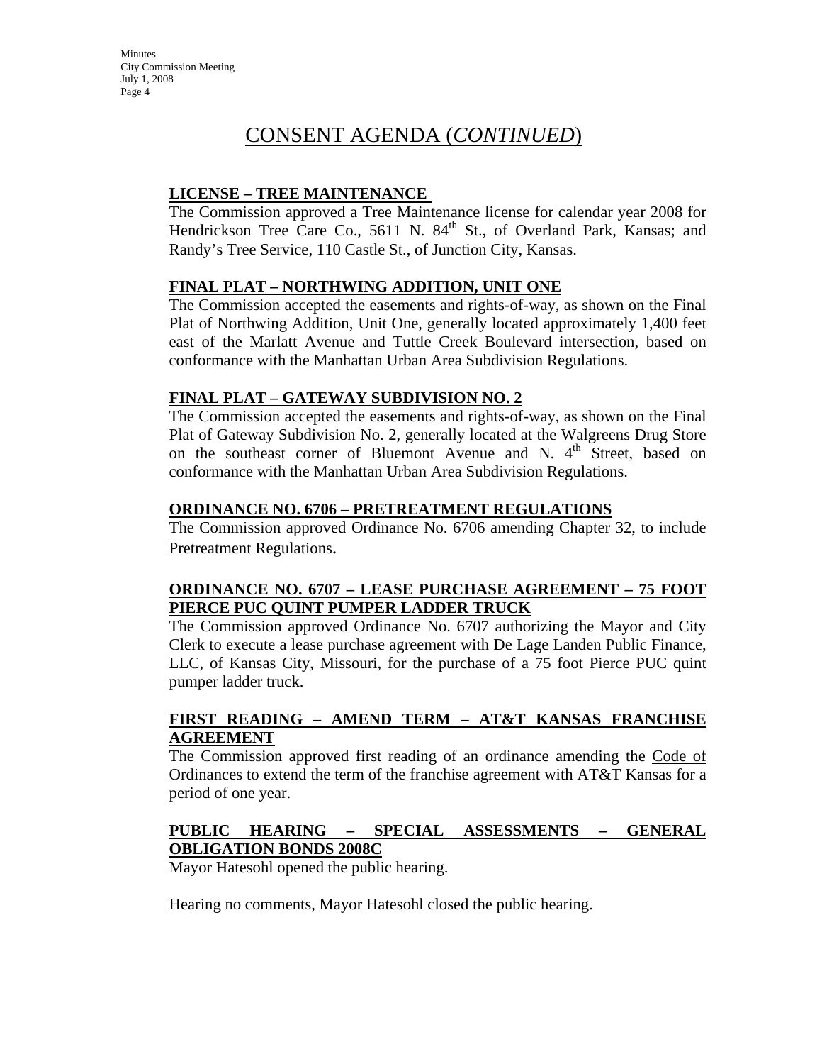# CONSENT AGENDA (*CONTINUED*)

**LICENSE – TREE MAINTENANCE**

The Commission approved a Tree Maintenance license for calendar year 2008 for Hendrickson Tree Care Co., 5611 N. 84th St., of Overland Park, Kansas; and Randy's Tree Service, 110 Castle St., of Junction City, Kansas.

**FINAL PLAT – NORTHWING ADDITION, UNIT ONE**

The Commission accepted the easements and rights-of-way, as shown on the Final Plat of Northwing Addition, Unit One, generally located approximately 1,400 feet east of the Marlatt Avenue and Tuttle Creek Boulevard intersection, based on conformance with the Manhattan Urban Area Subdivision Regulations.

**FINAL PLAT – GATEWAY SUBDIVISION NO. 2**

The Commission accepted the easements and rights-of-way, as shown on the Final Plat of Gateway Subdivision No. 2, generally located at the Walgreens Drug Store on the southeast corner of Bluemont Avenue and N. 4th Street, based on conformance with the Manhattan Urban Area Subdivision Regulations.

**ORDINANCE NO. 6706 – PRETREATMENT REGULATIONS**

The Commission approved Ordinance No. 6706 amending Chapter 32, to include Pretreatment Regulations.

**ORDINANCE NO. 6707 – LEASE PURCHASE AGREEMENT – 75 FOOT PIERCE PUC QUINT PUMPER LADDER TRUCK**

The Commission approved Ordinance No. 6707 authorizing the Mayor and City Clerk to execute a lease purchase agreement with De Lage Landen Public Finance, LLC, of Kansas City, Missouri, for the purchase of a 75 foot Pierce PUC quint pumper ladder truck.

**FIRST READING – AMEND TERM – AT&T KANSAS FRANCHISE AGREEMENT**

The Commission approved first reading of an ordinance amending the Code of Ordinances to extend the term of the franchise agreement with AT&T Kansas for a period of one year.

**PUBLIC HEARING – SPECIAL ASSESSMENTS – GENERAL OBLIGATION BONDS 2008C**

Mayor Hatesohl opened the public hearing.

Hearing no comments, Mayor Hatesohl closed the public hearing.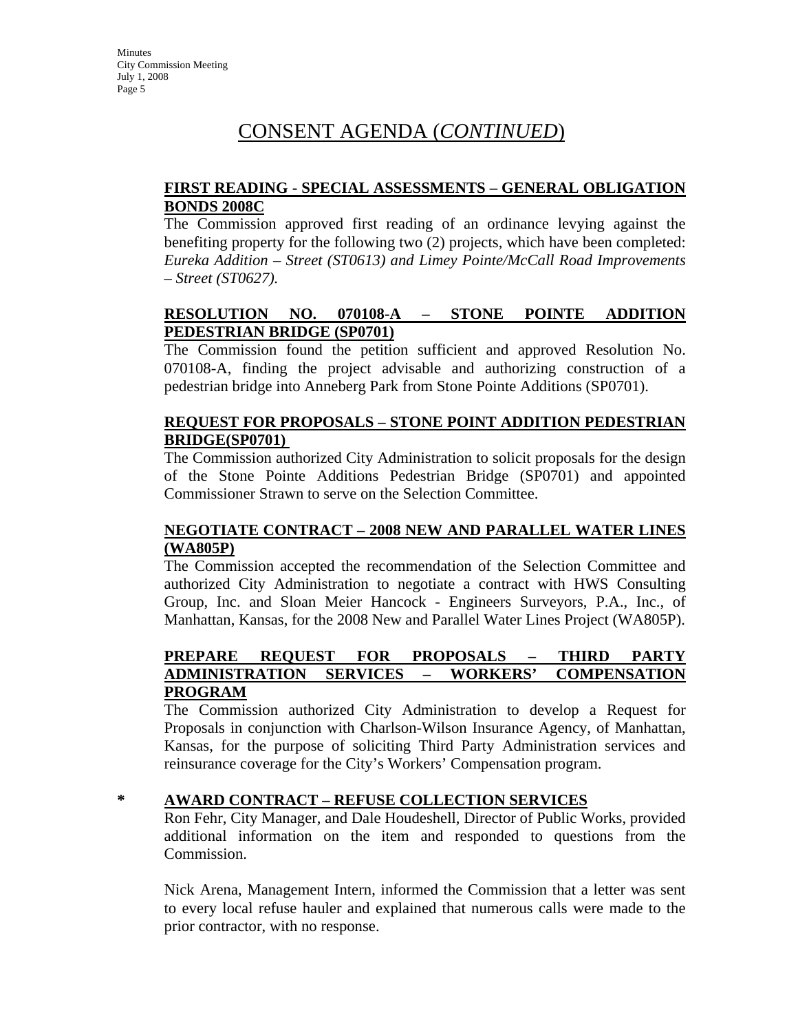# CONSENT AGENDA (*CONTINUED*)

**FIRST READING - SPECIAL ASSESSMENTS – GENERAL OBLIGATION BONDS 2008C**

The Commission approved first reading of an ordinance levying against the benefiting property for the following two (2) projects, which have been completed: *Eureka Addition – Street (ST0613) and Limey Pointe/McCall Road Improvements – Street (ST0627).*

**RESOLUTION NO. 070108-A – STONE POINTE ADDITION PEDESTRIAN BRIDGE (SP0701)**

The Commission found the petition sufficient and approved Resolution No. 070108-A, finding the project advisable and authorizing construction of a pedestrian bridge into Anneberg Park from Stone Pointe Additions (SP0701).

**REQUEST FOR PROPOSALS – STONE POINT ADDITION PEDESTRIAN BRIDGE(SP0701)**

The Commission authorized City Administration to solicit proposals for the design of the Stone Pointe Additions Pedestrian Bridge (SP0701) and appointed Commissioner Strawn to serve on the Selection Committee.

**NEGOTIATE CONTRACT – 2008 NEW AND PARALLEL WATER LINES (WA805P)**

The Commission accepted the recommendation of the Selection Committee and authorized City Administration to negotiate a contract with HWS Consulting Group, Inc. and Sloan Meier Hancock - Engineers Surveyors, P.A., Inc., of Manhattan, Kansas, for the 2008 New and Parallel Water Lines Project (WA805P).

**PREPARE REQUEST FOR PROPOSALS – THIRD PARTY ADMINISTRATION SERVICES – WORKERS' COMPENSATION PROGRAM**

The Commission authorized City Administration to develop a Request for Proposals in conjunction with Charlson-Wilson Insurance Agency, of Manhattan, Kansas, for the purpose of soliciting Third Party Administration services and reinsurance coverage for the City's Workers' Compensation program.

**\* AWARD CONTRACT – REFUSE COLLECTION SERVICES**

Ron Fehr, City Manager, and Dale Houdeshell, Director of Public Works, provided additional information on the item and responded to questions from the Commission.

Nick Arena, Management Intern, informed the Commission that a letter was sent to every local refuse hauler and explained that numerous calls were made to the prior contractor, with no response.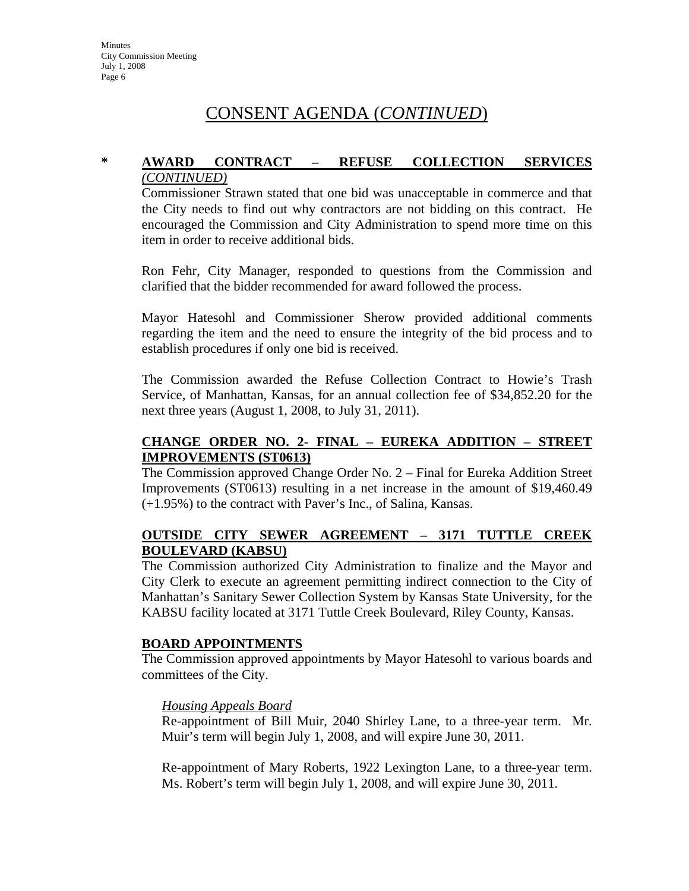# CONSENT AGENDA (*CONTINUED*)

**\* AWARD CONTRACT – REFUSE COLLECTION SERVICES** *(CONTINUED)*

Commissioner Strawn stated that one bid was unacceptable in commerce and that the City needs to find out why contractors are not bidding on this contract. He encouraged the Commission and City Administration to spend more time on this item in order to receive additional bids.

Ron Fehr, City Manager, responded to questions from the Commission and clarified that the bidder recommended for award followed the process.

Mayor Hatesohl and Commissioner Sherow provided additional comments regarding the item and the need to ensure the integrity of the bid process and to establish procedures if only one bid is received.

The Commission awarded the Refuse Collection Contract to Howie's Trash Service, of Manhattan, Kansas, for an annual collection fee of $34,852.20 for the next three years (August 1, 2008, to July 31, 2011).

**CHANGE ORDER NO. 2- FINAL – EUREKA ADDITION – STREET IMPROVEMENTS (ST0613)**

The Commission approved Change Order No. 2 – Final for Eureka Addition Street Improvements (ST0613) resulting in a net increase in the amount of $19,460.49 (+1.95%) to the contract with Paver's Inc., of Salina, Kansas.

**OUTSIDE CITY SEWER AGREEMENT – 3171 TUTTLE CREEK BOULEVARD (KABSU)**

The Commission authorized City Administration to finalize and the Mayor and City Clerk to execute an agreement permitting indirect connection to the City of Manhattan's Sanitary Sewer Collection System by Kansas State University, for the KABSU facility located at 3171 Tuttle Creek Boulevard, Riley County, Kansas.

**BOARD APPOINTMENTS**

The Commission approved appointments by Mayor Hatesohl to various boards and committees of the City.

*Housing Appeals Board*

Re-appointment of Bill Muir, 2040 Shirley Lane, to a three-year term. Mr. Muir's term will begin July 1, 2008, and will expire June 30, 2011.

Re-appointment of Mary Roberts, 1922 Lexington Lane, to a three-year term. Ms. Robert's term will begin July 1, 2008, and will expire June 30, 2011.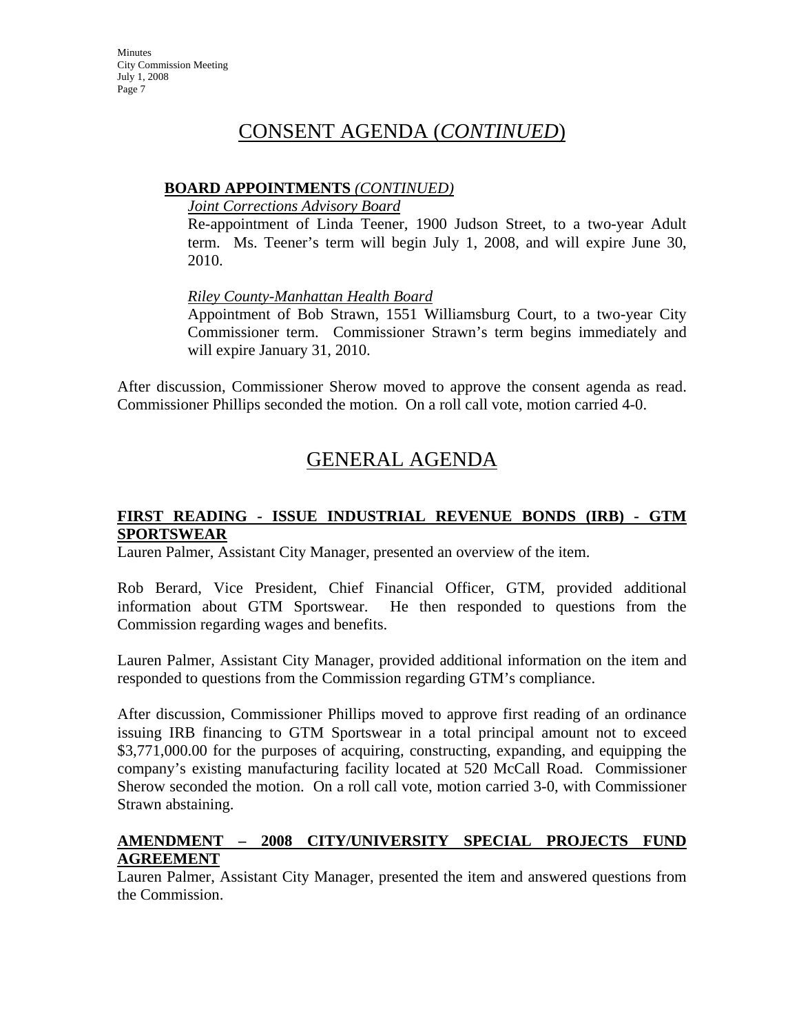# CONSENT AGENDA (*CONTINUED*)

**BOARD APPOINTMENTS** *(CONTINUED)*

*Joint Corrections Advisory Board*

Re-appointment of Linda Teener, 1900 Judson Street, to a two-year Adult term. Ms. Teener's term will begin July 1, 2008, and will expire June 30, 2010.

*Riley County-Manhattan Health Board*

Appointment of Bob Strawn, 1551 Williamsburg Court, to a two-year City Commissioner term. Commissioner Strawn's term begins immediately and will expire January 31, 2010.

After discussion, Commissioner Sherow moved to approve the consent agenda as read. Commissioner Phillips seconded the motion. On a roll call vote, motion carried 4-0.

# GENERAL AGENDA

## FIRST READING - ISSUE INDUSTRIAL REVENUE BONDS (IRB) - GTM SPORTSWEAR

Lauren Palmer, Assistant City Manager, presented an overview of the item.

Rob Berard, Vice President, Chief Financial Officer, GTM, provided additional information about GTM Sportswear. He then responded to questions from the Commission regarding wages and benefits.

Lauren Palmer, Assistant City Manager, provided additional information on the item and responded to questions from the Commission regarding GTM's compliance.

After discussion, Commissioner Phillips moved to approve first reading of an ordinance issuing IRB financing to GTM Sportswear in a total principal amount not to exceed $3,771,000.00 for the purposes of acquiring, constructing, expanding, and equipping the company's existing manufacturing facility located at 520 McCall Road. Commissioner Sherow seconded the motion. On a roll call vote, motion carried 3-0, with Commissioner Strawn abstaining.

## AMENDMENT – 2008 CITY/UNIVERSITY SPECIAL PROJECTS FUND AGREEMENT

Lauren Palmer, Assistant City Manager, presented the item and answered questions from the Commission.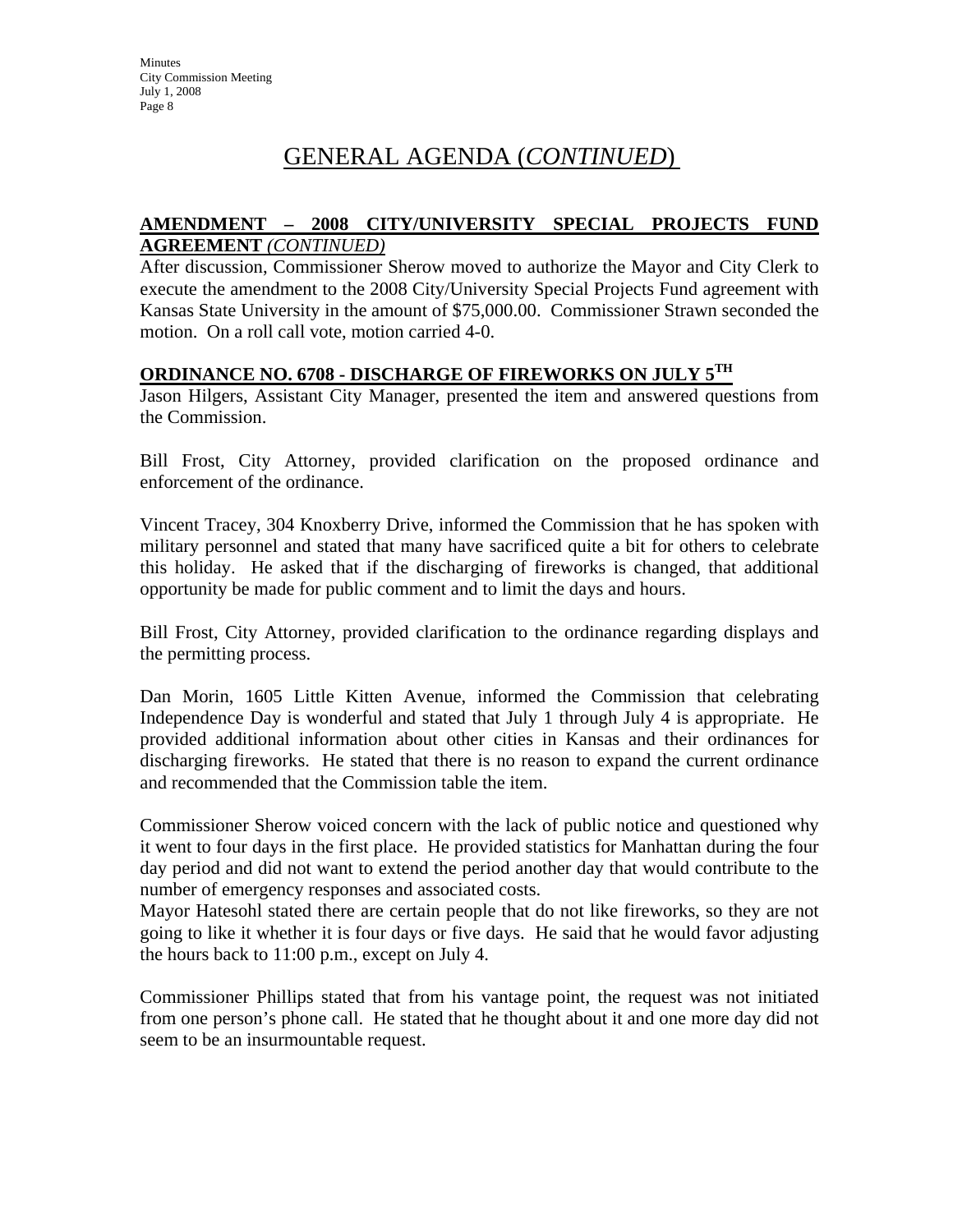# GENERAL AGENDA (*CONTINUED*)

**AMENDMENT – 2008 CITY/UNIVERSITY SPECIAL PROJECTS FUND AGREEMENT** *(CONTINUED)*

After discussion, Commissioner Sherow moved to authorize the Mayor and City Clerk to execute the amendment to the 2008 City/University Special Projects Fund agreement with Kansas State University in the amount of $75,000.00. Commissioner Strawn seconded the motion. On a roll call vote, motion carried 4-0.

**ORDINANCE NO. 6708 - DISCHARGE OF FIREWORKS ON JULY 5TH**

Jason Hilgers, Assistant City Manager, presented the item and answered questions from the Commission.

Bill Frost, City Attorney, provided clarification on the proposed ordinance and enforcement of the ordinance.

Vincent Tracey, 304 Knoxberry Drive, informed the Commission that he has spoken with military personnel and stated that many have sacrificed quite a bit for others to celebrate this holiday. He asked that if the discharging of fireworks is changed, that additional opportunity be made for public comment and to limit the days and hours.

Bill Frost, City Attorney, provided clarification to the ordinance regarding displays and the permitting process.

Dan Morin, 1605 Little Kitten Avenue, informed the Commission that celebrating Independence Day is wonderful and stated that July 1 through July 4 is appropriate. He provided additional information about other cities in Kansas and their ordinances for discharging fireworks. He stated that there is no reason to expand the current ordinance and recommended that the Commission table the item.

Commissioner Sherow voiced concern with the lack of public notice and questioned why it went to four days in the first place. He provided statistics for Manhattan during the four day period and did not want to extend the period another day that would contribute to the number of emergency responses and associated costs.

Mayor Hatesohl stated there are certain people that do not like fireworks, so they are not going to like it whether it is four days or five days. He said that he would favor adjusting the hours back to 11:00 p.m., except on July 4.

Commissioner Phillips stated that from his vantage point, the request was not initiated from one person's phone call. He stated that he thought about it and one more day did not seem to be an insurmountable request.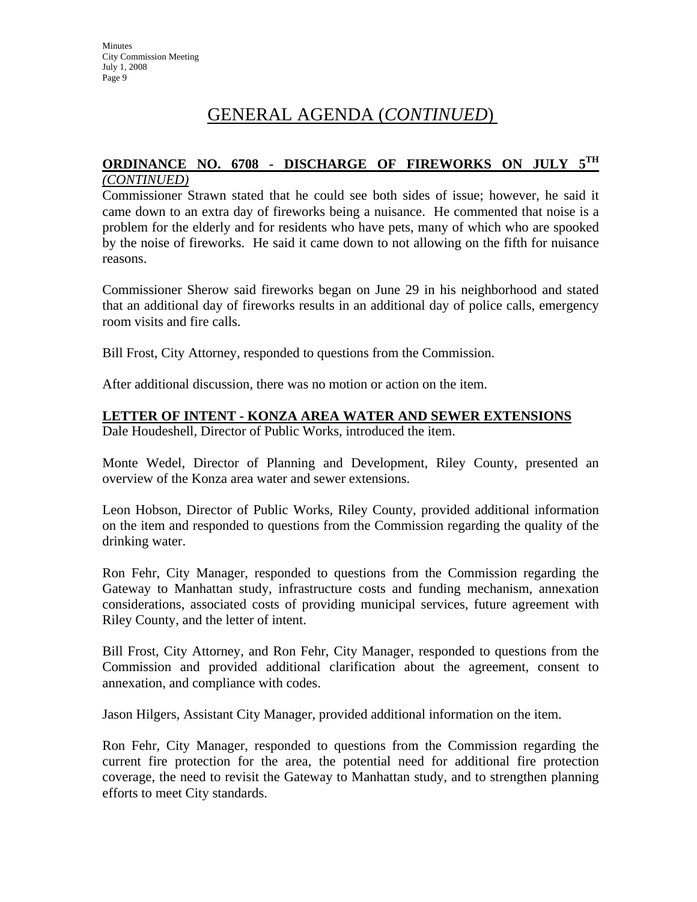# GENERAL AGENDA (*CONTINUED*)

**ORDINANCE NO. 6708 - DISCHARGE OF FIREWORKS ON JULY 5TH** *(CONTINUED)*

Commissioner Strawn stated that he could see both sides of issue; however, he said it came down to an extra day of fireworks being a nuisance. He commented that noise is a problem for the elderly and for residents who have pets, many of which who are spooked by the noise of fireworks. He said it came down to not allowing on the fifth for nuisance reasons.

Commissioner Sherow said fireworks began on June 29 in his neighborhood and stated that an additional day of fireworks results in an additional day of police calls, emergency room visits and fire calls.

Bill Frost, City Attorney, responded to questions from the Commission.

After additional discussion, there was no motion or action on the item.

**LETTER OF INTENT - KONZA AREA WATER AND SEWER EXTENSIONS**

Dale Houdeshell, Director of Public Works, introduced the item.

Monte Wedel, Director of Planning and Development, Riley County, presented an overview of the Konza area water and sewer extensions.

Leon Hobson, Director of Public Works, Riley County, provided additional information on the item and responded to questions from the Commission regarding the quality of the drinking water.

Ron Fehr, City Manager, responded to questions from the Commission regarding the Gateway to Manhattan study, infrastructure costs and funding mechanism, annexation considerations, associated costs of providing municipal services, future agreement with Riley County, and the letter of intent.

Bill Frost, City Attorney, and Ron Fehr, City Manager, responded to questions from the Commission and provided additional clarification about the agreement, consent to annexation, and compliance with codes.

Jason Hilgers, Assistant City Manager, provided additional information on the item.

Ron Fehr, City Manager, responded to questions from the Commission regarding the current fire protection for the area, the potential need for additional fire protection coverage, the need to revisit the Gateway to Manhattan study, and to strengthen planning efforts to meet City standards.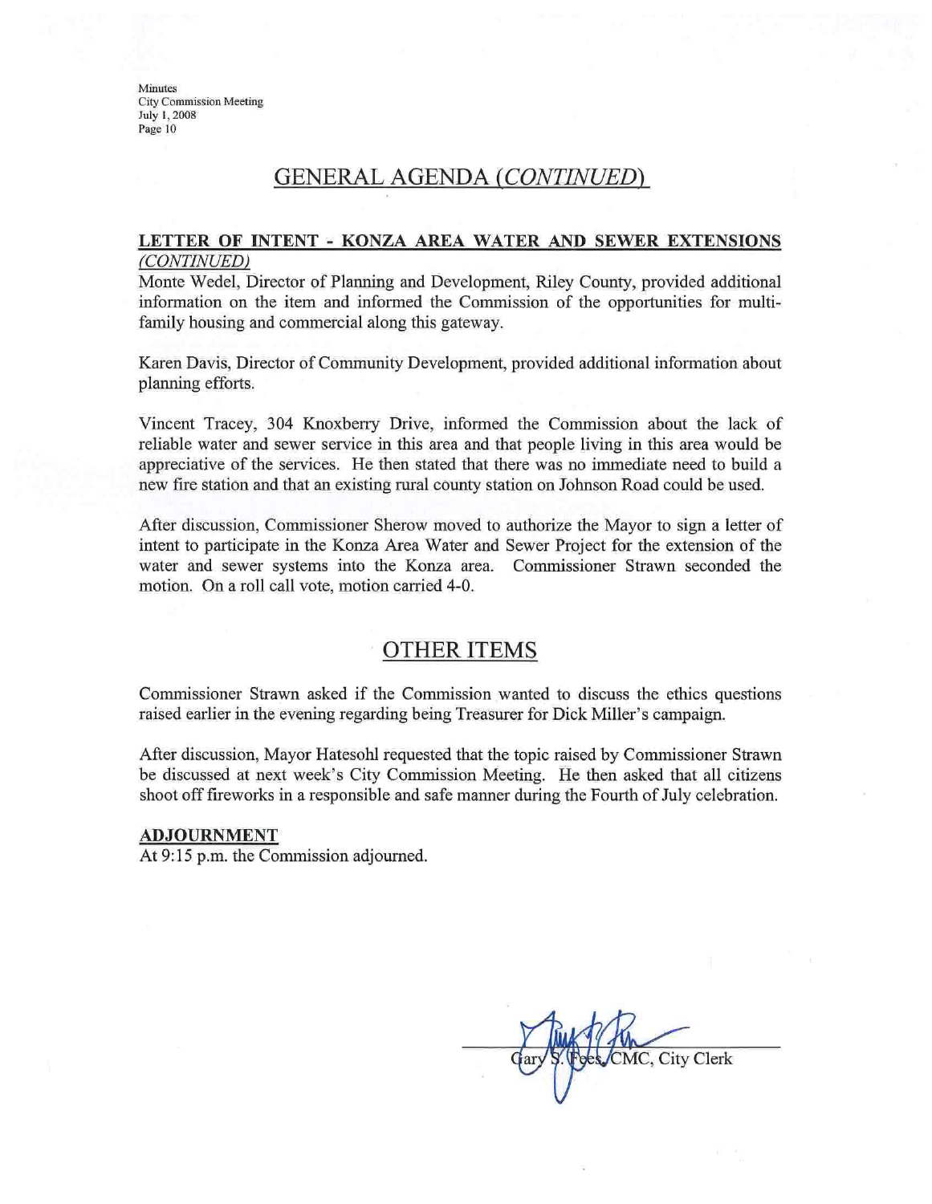## GENERAL AGENDA (*CONTINUED*)

**LETTER OF INTENT - KONZA AREA WATER AND SEWER EXTENSIONS**
*(CONTINUED)*

Monte Wedel, Director of Planning and Development, Riley County, provided additional information on the item and informed the Commission of the opportunities for multi-family housing and commercial along this gateway.

Karen Davis, Director of Community Development, provided additional information about planning efforts.

Vincent Tracey, 304 Knoxberry Drive, informed the Commission about the lack of reliable water and sewer service in this area and that people living in this area would be appreciative of the services. He then stated that there was no immediate need to build a new fire station and that an existing rural county station on Johnson Road could be used.

After discussion, Commissioner Sherow moved to authorize the Mayor to sign a letter of intent to participate in the Konza Area Water and Sewer Project for the extension of the water and sewer systems into the Konza area. Commissioner Strawn seconded the motion. On a roll call vote, motion carried 4-0.

## OTHER ITEMS

Commissioner Strawn asked if the Commission wanted to discuss the ethics questions raised earlier in the evening regarding being Treasurer for Dick Miller's campaign.

After discussion, Mayor Hatesohl requested that the topic raised by Commissioner Strawn be discussed at next week's City Commission Meeting. He then asked that all citizens shoot off fireworks in a responsible and safe manner during the Fourth of July celebration.

**ADJOURNMENT**

At 9:15 p.m. the Commission adjourned.

Gary S. Fees, CMC, City Clerk